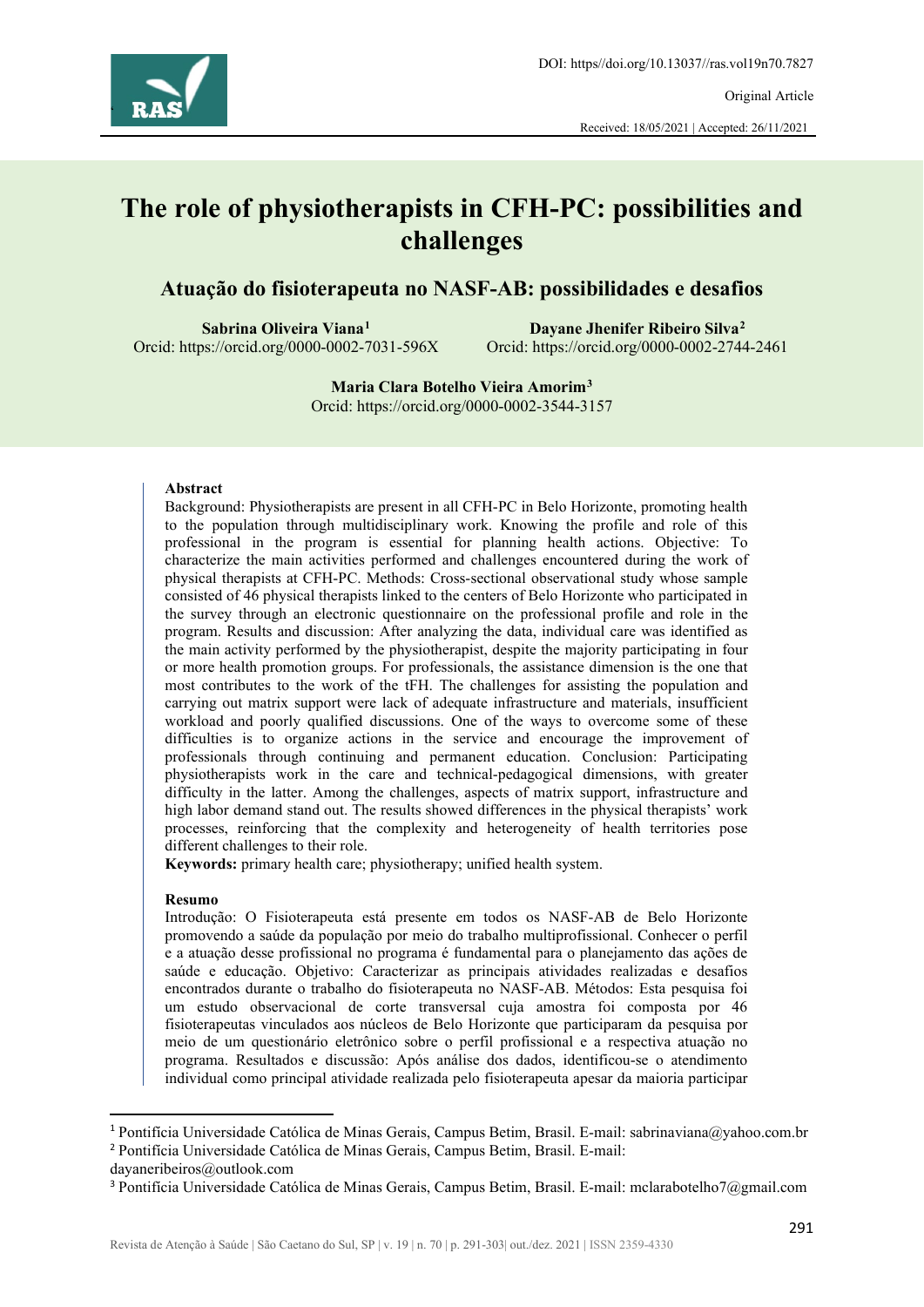DOI: https//doi.org/10.13037//ras.vol19n70.7827

Original Article

Received: 18/05/2021 | Accepted: 26/11/2021

# The role of physiotherapists in CFH-PC: possibilities and challenges

## Atuação do fisioterapeuta no NASF-AB: possibilidades e desafios

**Sabrina Oliveira Viana**[1]
Orcid: https://orcid.org/0000-0002-7031-596X

**Dayane Jhenifer Ribeiro Silva**[2]
Orcid: https://orcid.org/0000-0002-2744-2461

**Maria Clara Botelho Vieira Amorim**[3]
Orcid: https://orcid.org/0000-0002-3544-3157

**Abstract**

Background: Physiotherapists are present in all CFH-PC in Belo Horizonte, promoting health to the population through multidisciplinary work. Knowing the profile and role of this professional in the program is essential for planning health actions. Objective: To characterize the main activities performed and challenges encountered during the work of physical therapists at CFH-PC. Methods: Cross-sectional observational study whose sample consisted of 46 physical therapists linked to the centers of Belo Horizonte who participated in the survey through an electronic questionnaire on the professional profile and role in the program. Results and discussion: After analyzing the data, individual care was identified as the main activity performed by the physiotherapist, despite the majority participating in four or more health promotion groups. For professionals, the assistance dimension is the one that most contributes to the work of the tFH. The challenges for assisting the population and carrying out matrix support were lack of adequate infrastructure and materials, insufficient workload and poorly qualified discussions. One of the ways to overcome some of these difficulties is to organize actions in the service and encourage the improvement of professionals through continuing and permanent education. Conclusion: Participating physiotherapists work in the care and technical-pedagogical dimensions, with greater difficulty in the latter. Among the challenges, aspects of matrix support, infrastructure and high labor demand stand out. The results showed differences in the physical therapists' work processes, reinforcing that the complexity and heterogeneity of health territories pose different challenges to their role.

**Keywords:** primary health care; physiotherapy; unified health system.

**Resumo**

Introdução: O Fisioterapeuta está presente em todos os NASF-AB de Belo Horizonte promovendo a saúde da população por meio do trabalho multiprofissional. Conhecer o perfil e a atuação desse profissional no programa é fundamental para o planejamento das ações de saúde e educação. Objetivo: Caracterizar as principais atividades realizadas e desafios encontrados durante o trabalho do fisioterapeuta no NASF-AB. Métodos: Esta pesquisa foi um estudo observacional de corte transversal cuja amostra foi composta por 46 fisioterapeutas vinculados aos núcleos de Belo Horizonte que participaram da pesquisa por meio de um questionário eletrônico sobre o perfil profissional e a respectiva atuação no programa. Resultados e discussão: Após análise dos dados, identificou-se o atendimento individual como principal atividade realizada pelo fisioterapeuta apesar da maioria participar

---

[1] Pontifícia Universidade Católica de Minas Gerais, Campus Betim, Brasil. E-mail: sabrinaviana@yahoo.com.br

[2] Pontifícia Universidade Católica de Minas Gerais, Campus Betim, Brasil. E-mail: dayaneribeiros@outlook.com

[3] Pontifícia Universidade Católica de Minas Gerais, Campus Betim, Brasil. E-mail: mclarabotelho7@gmail.com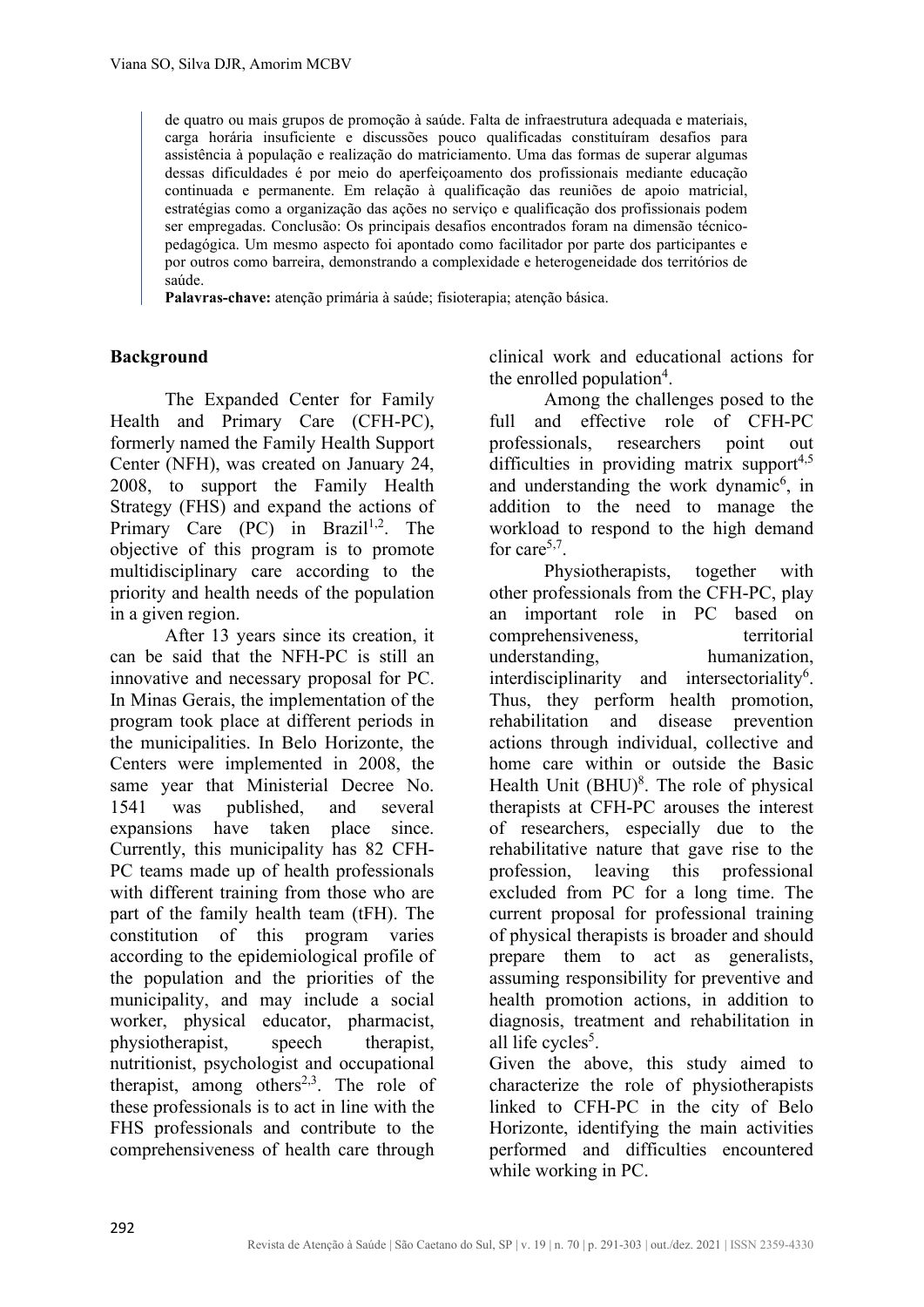de quatro ou mais grupos de promoção à saúde. Falta de infraestrutura adequada e materiais, carga horária insuficiente e discussões pouco qualificadas constituíram desafios para assistência à população e realização do matriciamento. Uma das formas de superar algumas dessas dificuldades é por meio do aperfeiçoamento dos profissionais mediante educação continuada e permanente. Em relação à qualificação das reuniões de apoio matricial, estratégias como a organização das ações no serviço e qualificação dos profissionais podem ser empregadas. Conclusão: Os principais desafios encontrados foram na dimensão técnico-pedagógica. Um mesmo aspecto foi apontado como facilitador por parte dos participantes e por outros como barreira, demonstrando a complexidade e heterogeneidade dos territórios de saúde.

**Palavras-chave:** atenção primária à saúde; fisioterapia; atenção básica.

## Background

The Expanded Center for Family Health and Primary Care (CFH-PC), formerly named the Family Health Support Center (NFH), was created on January 24, 2008, to support the Family Health Strategy (FHS) and expand the actions of Primary Care (PC) in Brazil[1,2]. The objective of this program is to promote multidisciplinary care according to the priority and health needs of the population in a given region.

After 13 years since its creation, it can be said that the NFH-PC is still an innovative and necessary proposal for PC. In Minas Gerais, the implementation of the program took place at different periods in the municipalities. In Belo Horizonte, the Centers were implemented in 2008, the same year that Ministerial Decree No. 1541 was published, and several expansions have taken place since. Currently, this municipality has 82 CFH-PC teams made up of health professionals with different training from those who are part of the family health team (tFH). The constitution of this program varies according to the epidemiological profile of the population and the priorities of the municipality, and may include a social worker, physical educator, pharmacist, physiotherapist, speech therapist, nutritionist, psychologist and occupational therapist, among others[2,3]. The role of these professionals is to act in line with the FHS professionals and contribute to the comprehensiveness of health care through clinical work and educational actions for the enrolled population[4].

Among the challenges posed to the full and effective role of CFH-PC professionals, researchers point out difficulties in providing matrix support[4,5] and understanding the work dynamic[6], in addition to the need to manage the workload to respond to the high demand for care[5,7].

Physiotherapists, together with other professionals from the CFH-PC, play an important role in PC based on comprehensiveness, territorial understanding, humanization, interdisciplinarity and intersectoriality[6]. Thus, they perform health promotion, rehabilitation and disease prevention actions through individual, collective and home care within or outside the Basic Health Unit (BHU)[8]. The role of physical therapists at CFH-PC arouses the interest of researchers, especially due to the rehabilitative nature that gave rise to the profession, leaving this professional excluded from PC for a long time. The current proposal for professional training of physical therapists is broader and should prepare them to act as generalists, assuming responsibility for preventive and health promotion actions, in addition to diagnosis, treatment and rehabilitation in all life cycles[5].

Given the above, this study aimed to characterize the role of physiotherapists linked to CFH-PC in the city of Belo Horizonte, identifying the main activities performed and difficulties encountered while working in PC.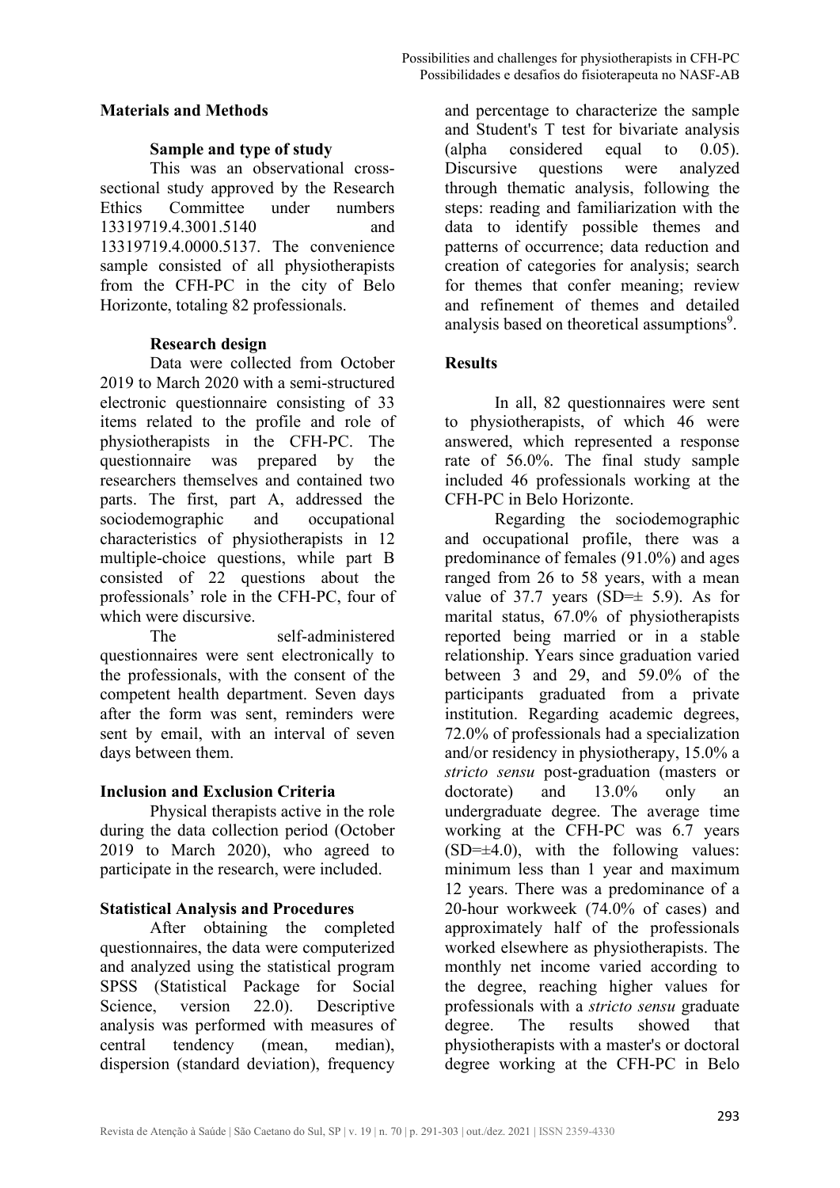## Materials and Methods

### Sample and type of study

This was an observational cross-sectional study approved by the Research Ethics Committee under numbers 13319719.4.3001.5140 and 13319719.4.0000.5137. The convenience sample consisted of all physiotherapists from the CFH-PC in the city of Belo Horizonte, totaling 82 professionals.

### Research design

Data were collected from October 2019 to March 2020 with a semi-structured electronic questionnaire consisting of 33 items related to the profile and role of physiotherapists in the CFH-PC. The questionnaire was prepared by the researchers themselves and contained two parts. The first, part A, addressed the sociodemographic and occupational characteristics of physiotherapists in 12 multiple-choice questions, while part B consisted of 22 questions about the professionals' role in the CFH-PC, four of which were discursive.

The self-administered questionnaires were sent electronically to the professionals, with the consent of the competent health department. Seven days after the form was sent, reminders were sent by email, with an interval of seven days between them.

## Inclusion and Exclusion Criteria

Physical therapists active in the role during the data collection period (October 2019 to March 2020), who agreed to participate in the research, were included.

## Statistical Analysis and Procedures

After obtaining the completed questionnaires, the data were computerized and analyzed using the statistical program SPSS (Statistical Package for Social Science, version 22.0). Descriptive analysis was performed with measures of central tendency (mean, median), dispersion (standard deviation), frequency and percentage to characterize the sample and Student's T test for bivariate analysis (alpha considered equal to 0.05). Discursive questions were analyzed through thematic analysis, following the steps: reading and familiarization with the data to identify possible themes and patterns of occurrence; data reduction and creation of categories for analysis; search for themes that confer meaning; review and refinement of themes and detailed analysis based on theoretical assumptions[9].

## Results

In all, 82 questionnaires were sent to physiotherapists, of which 46 were answered, which represented a response rate of 56.0%. The final study sample included 46 professionals working at the CFH-PC in Belo Horizonte.

Regarding the sociodemographic and occupational profile, there was a predominance of females (91.0%) and ages ranged from 26 to 58 years, with a mean value of 37.7 years (SD=± 5.9). As for marital status, 67.0% of physiotherapists reported being married or in a stable relationship. Years since graduation varied between 3 and 29, and 59.0% of the participants graduated from a private institution. Regarding academic degrees, 72.0% of professionals had a specialization and/or residency in physiotherapy, 15.0% a *stricto sensu* post-graduation (masters or doctorate) and 13.0% only an undergraduate degree. The average time working at the CFH-PC was 6.7 years (SD=±4.0), with the following values: minimum less than 1 year and maximum 12 years. There was a predominance of a 20-hour workweek (74.0% of cases) and approximately half of the professionals worked elsewhere as physiotherapists. The monthly net income varied according to the degree, reaching higher values for professionals with a *stricto sensu* graduate degree. The results showed that physiotherapists with a master's or doctoral degree working at the CFH-PC in Belo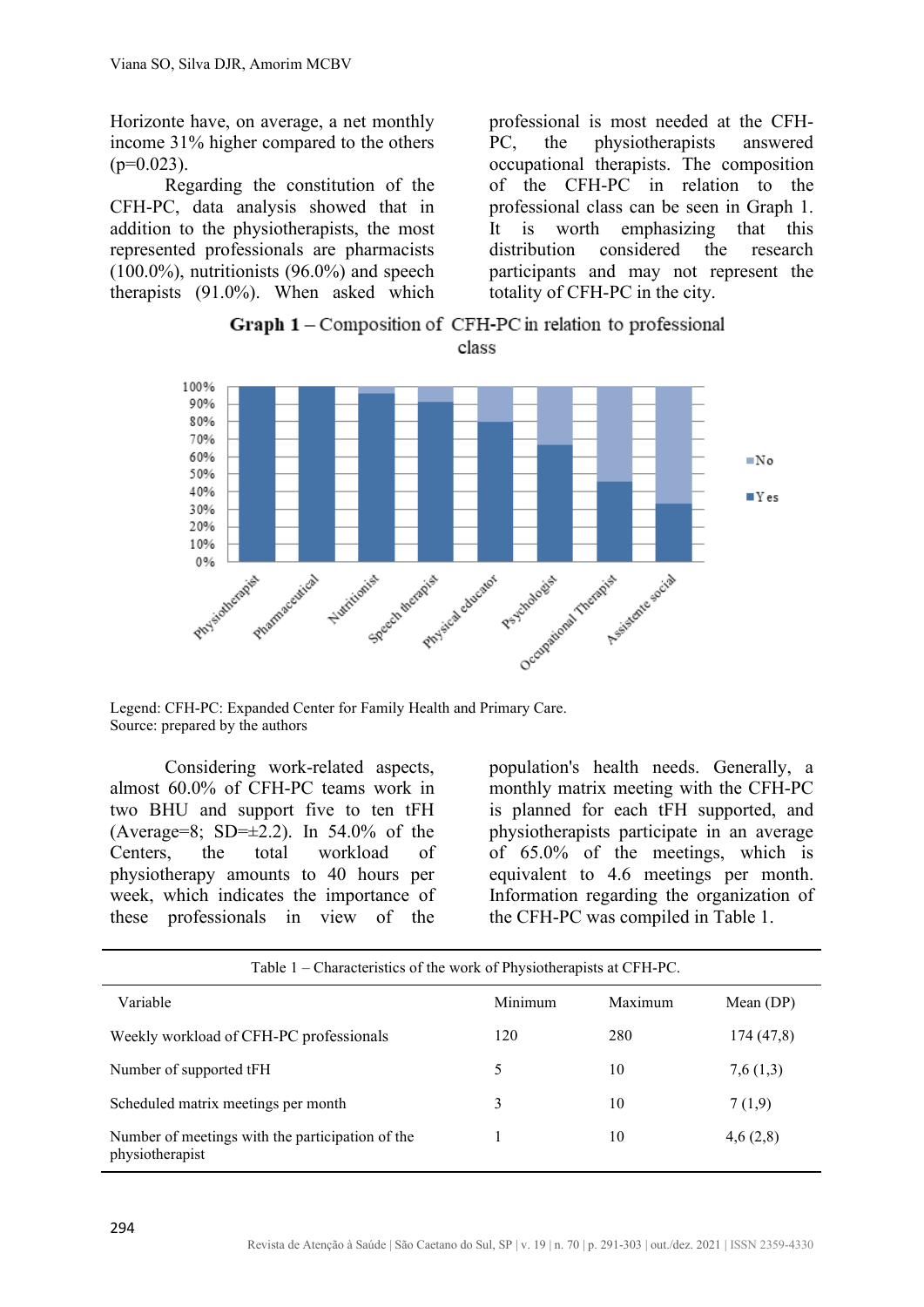Horizonte have, on average, a net monthly income 31% higher compared to the others (p=0.023).

Regarding the constitution of the CFH-PC, data analysis showed that in addition to the physiotherapists, the most represented professionals are pharmacists (100.0%), nutritionists (96.0%) and speech therapists (91.0%). When asked which professional is most needed at the CFH-PC, the physiotherapists answered occupational therapists. The composition of the CFH-PC in relation to the professional class can be seen in Graph 1. It is worth emphasizing that this distribution considered the research participants and may not represent the totality of CFH-PC in the city.

**Graph 1** – Composition of CFH-PC in relation to professional class

Legend: CFH-PC: Expanded Center for Family Health and Primary Care.
Source: prepared by the authors

Considering work-related aspects, almost 60.0% of CFH-PC teams work in two BHU and support five to ten tFH (Average=8; SD=±2.2). In 54.0% of the Centers, the total workload of physiotherapy amounts to 40 hours per week, which indicates the importance of these professionals in view of the population's health needs. Generally, a monthly matrix meeting with the CFH-PC is planned for each tFH supported, and physiotherapists participate in an average of 65.0% of the meetings, which is equivalent to 4.6 meetings per month. Information regarding the organization of the CFH-PC was compiled in Table 1.

Table 1 – Characteristics of the work of Physiotherapists at CFH-PC.

| Variable | Minimum | Maximum | Mean (DP) |
|---|---|---|---|
| Weekly workload of CFH-PC professionals | 120 | 280 | 174 (47,8) |
| Number of supported tFH | 5 | 10 | 7,6 (1,3) |
| Scheduled matrix meetings per month | 3 | 10 | 7 (1,9) |
| Number of meetings with the participation of the physiotherapist | 1 | 10 | 4,6 (2,8) |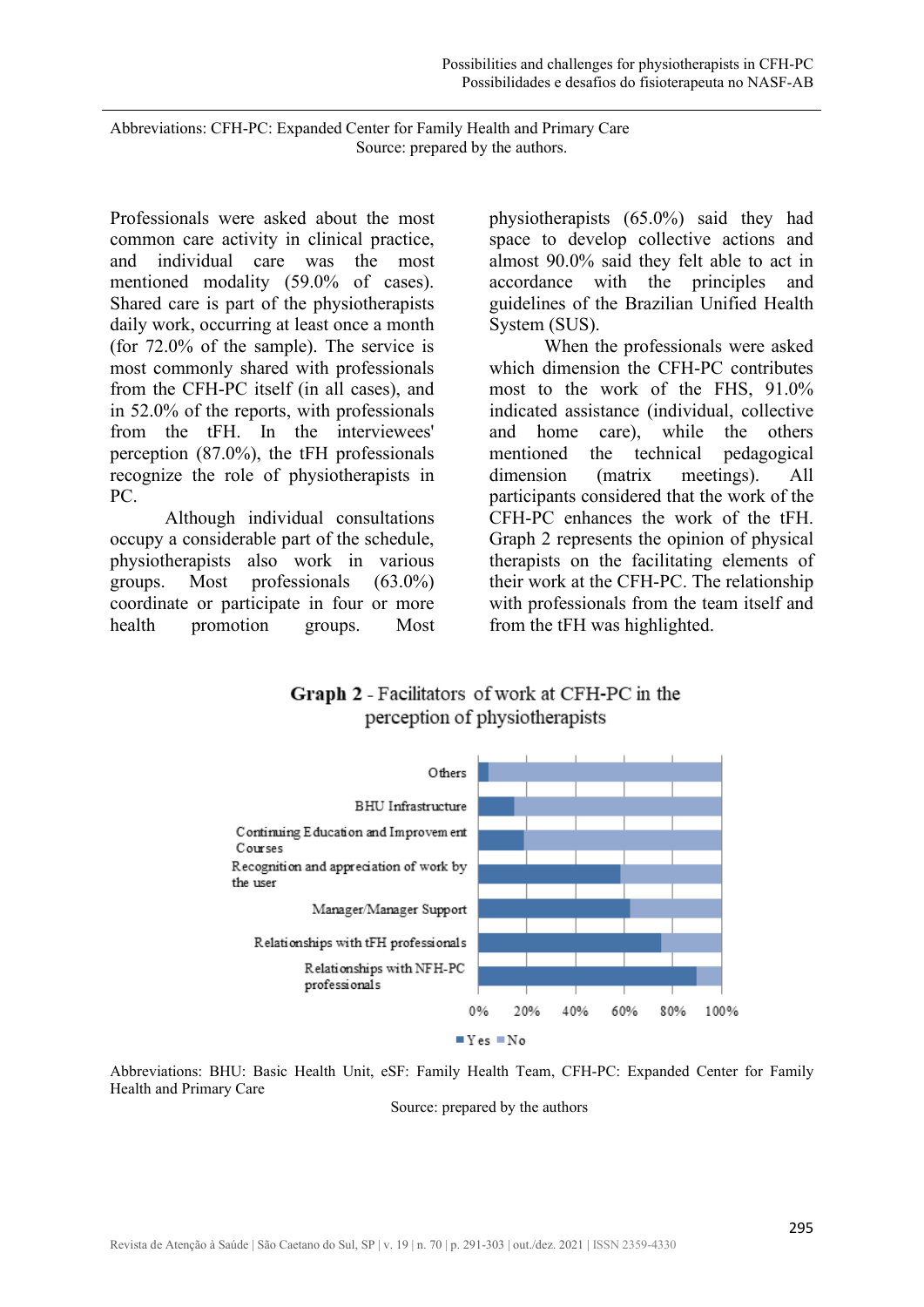Abbreviations: CFH-PC: Expanded Center for Family Health and Primary Care
Source: prepared by the authors.

Professionals were asked about the most common care activity in clinical practice, and individual care was the most mentioned modality (59.0% of cases). Shared care is part of the physiotherapists daily work, occurring at least once a month (for 72.0% of the sample). The service is most commonly shared with professionals from the CFH-PC itself (in all cases), and in 52.0% of the reports, with professionals from the tFH. In the interviewees' perception (87.0%), the tFH professionals recognize the role of physiotherapists in PC.

Although individual consultations occupy a considerable part of the schedule, physiotherapists also work in various groups. Most professionals (63.0%) coordinate or participate in four or more health promotion groups. Most physiotherapists (65.0%) said they had space to develop collective actions and almost 90.0% said they felt able to act in accordance with the principles and guidelines of the Brazilian Unified Health System (SUS).

When the professionals were asked which dimension the CFH-PC contributes most to the work of the FHS, 91.0% indicated assistance (individual, collective and home care), while the others mentioned the technical pedagogical dimension (matrix meetings). All participants considered that the work of the CFH-PC enhances the work of the tFH. Graph 2 represents the opinion of physical therapists on the facilitating elements of their work at the CFH-PC. The relationship with professionals from the team itself and from the tFH was highlighted.

**Graph 2** - Facilitators of work at CFH-PC in the perception of physiotherapists

Abbreviations: BHU: Basic Health Unit, eSF: Family Health Team, CFH-PC: Expanded Center for Family Health and Primary Care

Source: prepared by the authors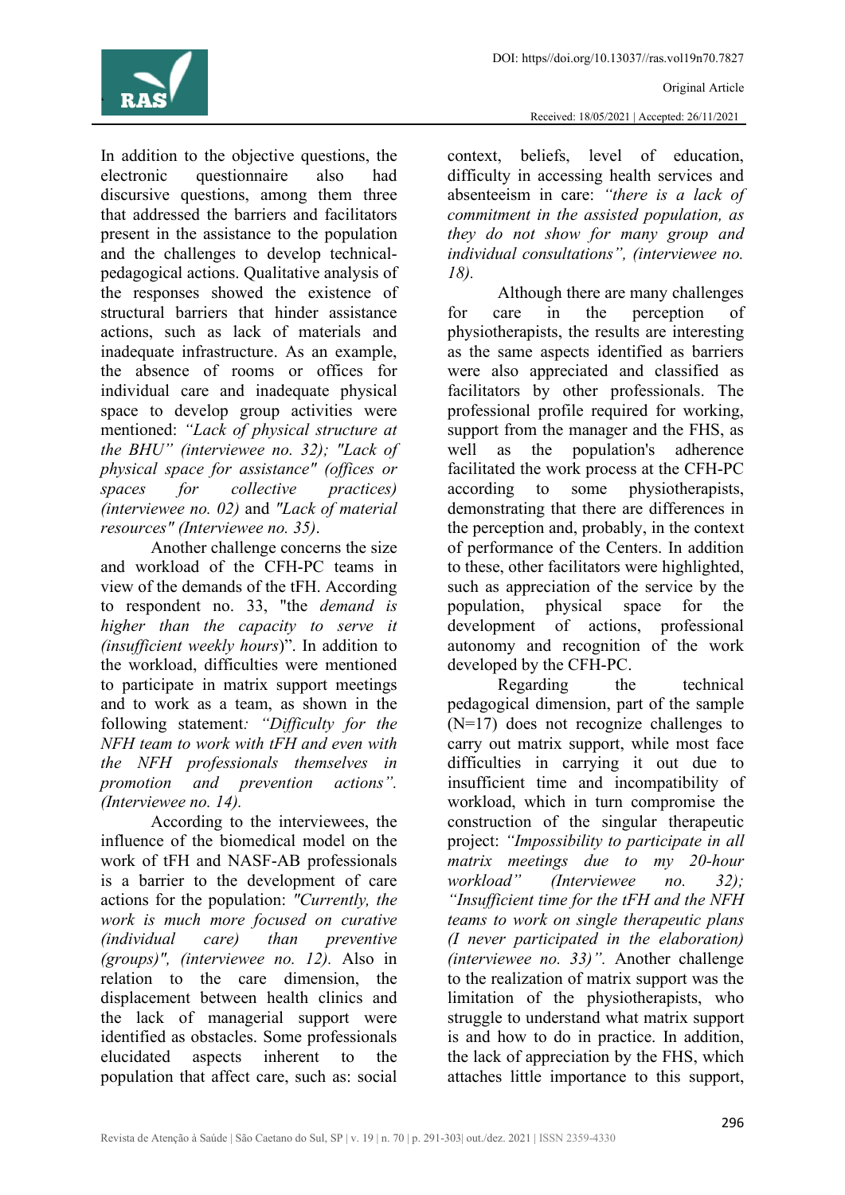In addition to the objective questions, the electronic questionnaire also had discursive questions, among them three that addressed the barriers and facilitators present in the assistance to the population and the challenges to develop technical-pedagogical actions. Qualitative analysis of the responses showed the existence of structural barriers that hinder assistance actions, such as lack of materials and inadequate infrastructure. As an example, the absence of rooms or offices for individual care and inadequate physical space to develop group activities were mentioned: *"Lack of physical structure at the BHU" (interviewee no. 32); "Lack of physical space for assistance" (offices or spaces for collective practices) (interviewee no. 02)* and *"Lack of material resources" (Interviewee no. 35)*.

Another challenge concerns the size and workload of the CFH-PC teams in view of the demands of the tFH. According to respondent no. 33, "the *demand is higher than the capacity to serve it (insufficient weekly hours*)". In addition to the workload, difficulties were mentioned to participate in matrix support meetings and to work as a team, as shown in the following statement*: "Difficulty for the NFH team to work with tFH and even with the NFH professionals themselves in promotion and prevention actions". (Interviewee no. 14).*

According to the interviewees, the influence of the biomedical model on the work of tFH and NASF-AB professionals is a barrier to the development of care actions for the population: *"Currently, the work is much more focused on curative (individual care) than preventive (groups)", (interviewee no. 12).* Also in relation to the care dimension, the displacement between health clinics and the lack of managerial support were identified as obstacles. Some professionals elucidated aspects inherent to the population that affect care, such as: social context, beliefs, level of education, difficulty in accessing health services and absenteeism in care: *"there is a lack of commitment in the assisted population, as they do not show for many group and individual consultations", (interviewee no. 18).*

Although there are many challenges for care in the perception of physiotherapists, the results are interesting as the same aspects identified as barriers were also appreciated and classified as facilitators by other professionals. The professional profile required for working, support from the manager and the FHS, as well as the population's adherence facilitated the work process at the CFH-PC according to some physiotherapists, demonstrating that there are differences in the perception and, probably, in the context of performance of the Centers. In addition to these, other facilitators were highlighted, such as appreciation of the service by the population, physical space for the development of actions, professional autonomy and recognition of the work developed by the CFH-PC.

Regarding the technical pedagogical dimension, part of the sample (N=17) does not recognize challenges to carry out matrix support, while most face difficulties in carrying it out due to insufficient time and incompatibility of workload, which in turn compromise the construction of the singular therapeutic project: *"Impossibility to participate in all matrix meetings due to my 20-hour workload" (Interviewee no. 32); "Insufficient time for the tFH and the NFH teams to work on single therapeutic plans (I never participated in the elaboration) (interviewee no. 33)".* Another challenge to the realization of matrix support was the limitation of the physiotherapists, who struggle to understand what matrix support is and how to do in practice. In addition, the lack of appreciation by the FHS, which attaches little importance to this support,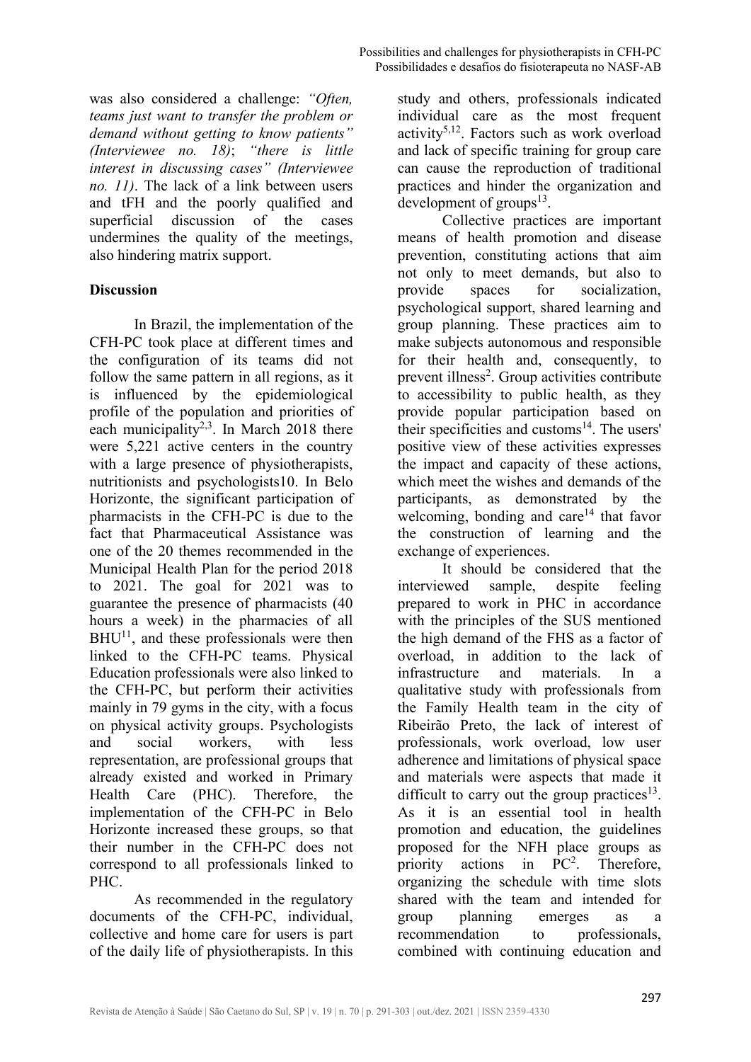was also considered a challenge: *"Often, teams just want to transfer the problem or demand without getting to know patients" (Interviewee no. 18)*; *"there is little interest in discussing cases" (Interviewee no. 11)*. The lack of a link between users and tFH and the poorly qualified and superficial discussion of the cases undermines the quality of the meetings, also hindering matrix support.

## Discussion

In Brazil, the implementation of the CFH-PC took place at different times and the configuration of its teams did not follow the same pattern in all regions, as it is influenced by the epidemiological profile of the population and priorities of each municipality[2,3]. In March 2018 there were 5,221 active centers in the country with a large presence of physiotherapists, nutritionists and psychologists10. In Belo Horizonte, the significant participation of pharmacists in the CFH-PC is due to the fact that Pharmaceutical Assistance was one of the 20 themes recommended in the Municipal Health Plan for the period 2018 to 2021. The goal for 2021 was to guarantee the presence of pharmacists (40 hours a week) in the pharmacies of all BHU[11], and these professionals were then linked to the CFH-PC teams. Physical Education professionals were also linked to the CFH-PC, but perform their activities mainly in 79 gyms in the city, with a focus on physical activity groups. Psychologists and social workers, with less representation, are professional groups that already existed and worked in Primary Health Care (PHC). Therefore, the implementation of the CFH-PC in Belo Horizonte increased these groups, so that their number in the CFH-PC does not correspond to all professionals linked to PHC.

As recommended in the regulatory documents of the CFH-PC, individual, collective and home care for users is part of the daily life of physiotherapists. In this study and others, professionals indicated individual care as the most frequent activity[5,12]. Factors such as work overload and lack of specific training for group care can cause the reproduction of traditional practices and hinder the organization and development of groups[13].

Collective practices are important means of health promotion and disease prevention, constituting actions that aim not only to meet demands, but also to provide spaces for socialization, psychological support, shared learning and group planning. These practices aim to make subjects autonomous and responsible for their health and, consequently, to prevent illness[2]. Group activities contribute to accessibility to public health, as they provide popular participation based on their specificities and customs[14]. The users' positive view of these activities expresses the impact and capacity of these actions, which meet the wishes and demands of the participants, as demonstrated by the welcoming, bonding and care[14] that favor the construction of learning and the exchange of experiences.

It should be considered that the interviewed sample, despite feeling prepared to work in PHC in accordance with the principles of the SUS mentioned the high demand of the FHS as a factor of overload, in addition to the lack of infrastructure and materials. In a qualitative study with professionals from the Family Health team in the city of Ribeirão Preto, the lack of interest of professionals, work overload, low user adherence and limitations of physical space and materials were aspects that made it difficult to carry out the group practices[13]. As it is an essential tool in health promotion and education, the guidelines proposed for the NFH place groups as priority actions in PC[2]. Therefore, organizing the schedule with time slots shared with the team and intended for group planning emerges as a recommendation to professionals, combined with continuing education and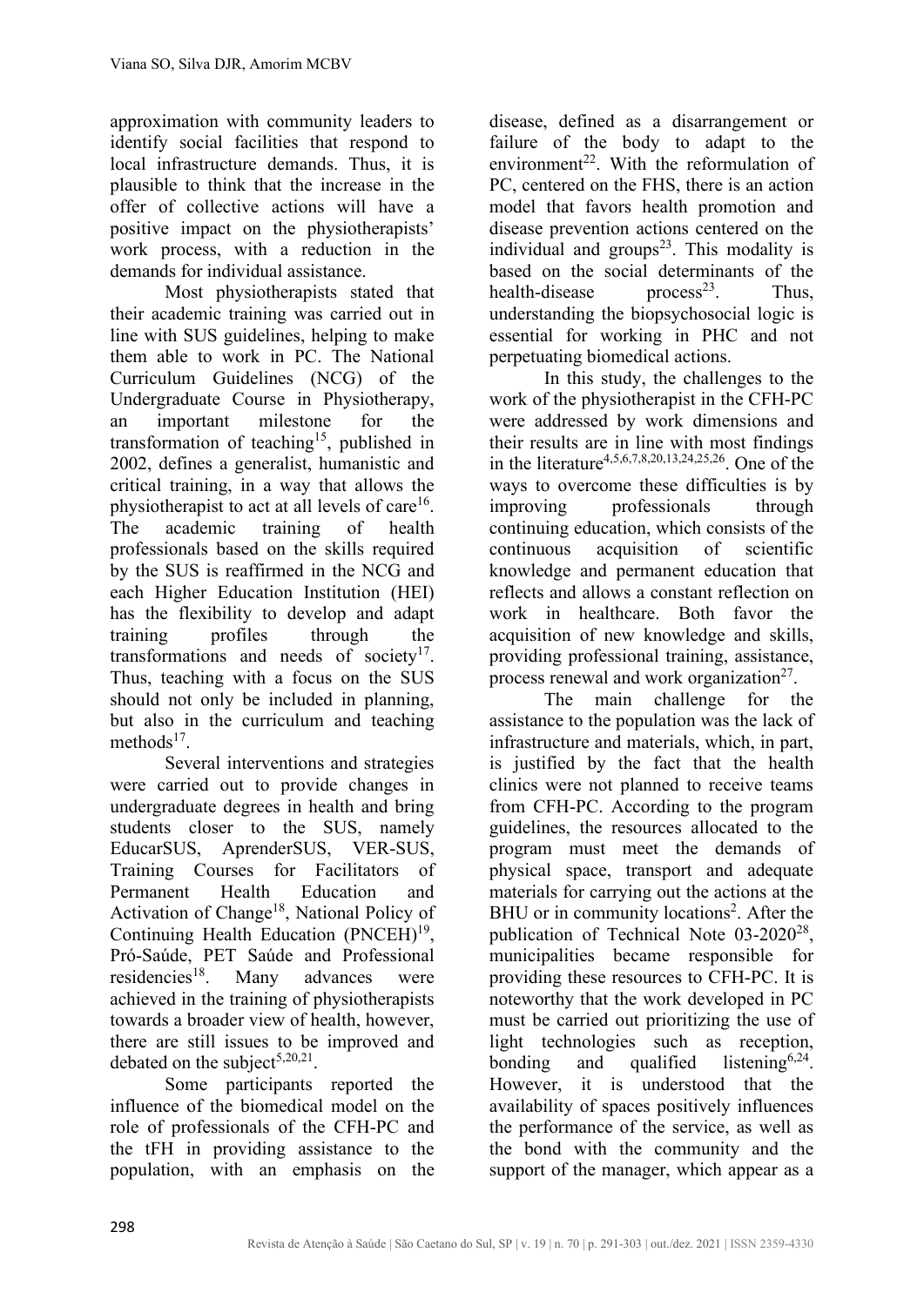approximation with community leaders to identify social facilities that respond to local infrastructure demands. Thus, it is plausible to think that the increase in the offer of collective actions will have a positive impact on the physiotherapists' work process, with a reduction in the demands for individual assistance.

Most physiotherapists stated that their academic training was carried out in line with SUS guidelines, helping to make them able to work in PC. The National Curriculum Guidelines (NCG) of the Undergraduate Course in Physiotherapy, an important milestone for the transformation of teaching[15], published in 2002, defines a generalist, humanistic and critical training, in a way that allows the physiotherapist to act at all levels of care[16]. The academic training of health professionals based on the skills required by the SUS is reaffirmed in the NCG and each Higher Education Institution (HEI) has the flexibility to develop and adapt training profiles through the transformations and needs of society[17]. Thus, teaching with a focus on the SUS should not only be included in planning, but also in the curriculum and teaching methods[17].

Several interventions and strategies were carried out to provide changes in undergraduate degrees in health and bring students closer to the SUS, namely EducarSUS, AprenderSUS, VER-SUS, Training Courses for Facilitators of Permanent Health Education and Activation of Change[18], National Policy of Continuing Health Education (PNCEH)[19], Pró-Saúde, PET Saúde and Professional residencies[18]. Many advances were achieved in the training of physiotherapists towards a broader view of health, however, there are still issues to be improved and debated on the subject[5,20,21].

Some participants reported the influence of the biomedical model on the role of professionals of the CFH-PC and the tFH in providing assistance to the population, with an emphasis on the disease, defined as a disarrangement or failure of the body to adapt to the environment[22]. With the reformulation of PC, centered on the FHS, there is an action model that favors health promotion and disease prevention actions centered on the individual and groups[23]. This modality is based on the social determinants of the health-disease process[23]. Thus, understanding the biopsychosocial logic is essential for working in PHC and not perpetuating biomedical actions.

In this study, the challenges to the work of the physiotherapist in the CFH-PC were addressed by work dimensions and their results are in line with most findings in the literature[4,5,6,7,8,20,13,24,25,26]. One of the ways to overcome these difficulties is by improving professionals through continuing education, which consists of the continuous acquisition of scientific knowledge and permanent education that reflects and allows a constant reflection on work in healthcare. Both favor the acquisition of new knowledge and skills, providing professional training, assistance, process renewal and work organization[27].

The main challenge for the assistance to the population was the lack of infrastructure and materials, which, in part, is justified by the fact that the health clinics were not planned to receive teams from CFH-PC. According to the program guidelines, the resources allocated to the program must meet the demands of physical space, transport and adequate materials for carrying out the actions at the BHU or in community locations[2]. After the publication of Technical Note 03-2020[28], municipalities became responsible for providing these resources to CFH-PC. It is noteworthy that the work developed in PC must be carried out prioritizing the use of light technologies such as reception, bonding and qualified listening[6,24]. However, it is understood that the availability of spaces positively influences the performance of the service, as well as the bond with the community and the support of the manager, which appear as a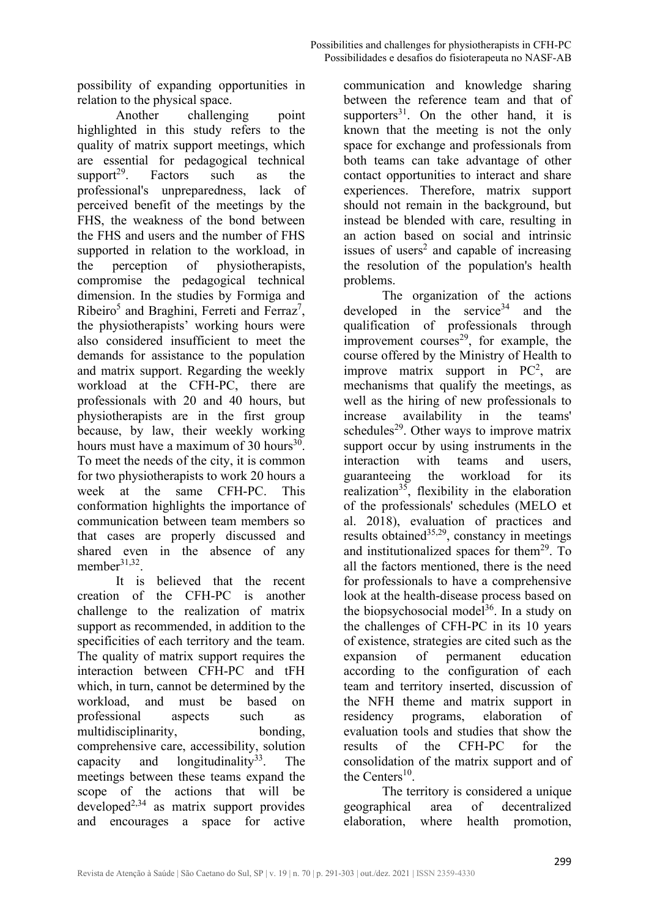possibility of expanding opportunities in relation to the physical space.

Another challenging point highlighted in this study refers to the quality of matrix support meetings, which are essential for pedagogical technical support[29]. Factors such as the professional's unpreparedness, lack of perceived benefit of the meetings by the FHS, the weakness of the bond between the FHS and users and the number of FHS supported in relation to the workload, in the perception of physiotherapists, compromise the pedagogical technical dimension. In the studies by Formiga and Ribeiro[5] and Braghini, Ferreti and Ferraz[7], the physiotherapists' working hours were also considered insufficient to meet the demands for assistance to the population and matrix support. Regarding the weekly workload at the CFH-PC, there are professionals with 20 and 40 hours, but physiotherapists are in the first group because, by law, their weekly working hours must have a maximum of 30 hours[30]. To meet the needs of the city, it is common for two physiotherapists to work 20 hours a week at the same CFH-PC. This conformation highlights the importance of communication between team members so that cases are properly discussed and shared even in the absence of any member[31,32].

It is believed that the recent creation of the CFH-PC is another challenge to the realization of matrix support as recommended, in addition to the specificities of each territory and the team. The quality of matrix support requires the interaction between CFH-PC and tFH which, in turn, cannot be determined by the workload, and must be based on professional aspects such as multidisciplinarity, bonding, comprehensive care, accessibility, solution capacity and longitudinality[33]. The meetings between these teams expand the scope of the actions that will be developed[2,34] as matrix support provides and encourages a space for active communication and knowledge sharing between the reference team and that of supporters[31]. On the other hand, it is known that the meeting is not the only space for exchange and professionals from both teams can take advantage of other contact opportunities to interact and share experiences. Therefore, matrix support should not remain in the background, but instead be blended with care, resulting in an action based on social and intrinsic issues of users[2] and capable of increasing the resolution of the population's health problems.

The organization of the actions developed in the service[34] and the qualification of professionals through improvement courses[29], for example, the course offered by the Ministry of Health to improve matrix support in PC[2], are mechanisms that qualify the meetings, as well as the hiring of new professionals to increase availability in the teams' schedules[29]. Other ways to improve matrix support occur by using instruments in the interaction with teams and users, guaranteeing the workload for its realization[35], flexibility in the elaboration of the professionals' schedules (MELO et al. 2018), evaluation of practices and results obtained[35,29], constancy in meetings and institutionalized spaces for them[29]. To all the factors mentioned, there is the need for professionals to have a comprehensive look at the health-disease process based on the biopsychosocial model[36]. In a study on the challenges of CFH-PC in its 10 years of existence, strategies are cited such as the expansion of permanent education according to the configuration of each team and territory inserted, discussion of the NFH theme and matrix support in residency programs, elaboration of evaluation tools and studies that show the results of the CFH-PC for the consolidation of the matrix support and of the Centers[10].

The territory is considered a unique geographical area of decentralized elaboration, where health promotion,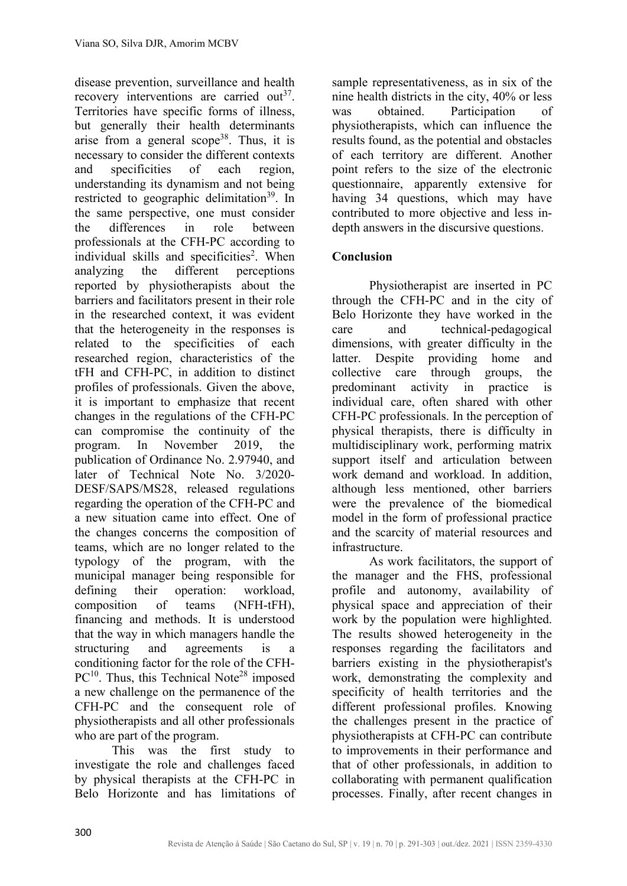disease prevention, surveillance and health recovery interventions are carried out[37]. Territories have specific forms of illness, but generally their health determinants arise from a general scope[38]. Thus, it is necessary to consider the different contexts and specificities of each region, understanding its dynamism and not being restricted to geographic delimitation[39]. In the same perspective, one must consider the differences in role between professionals at the CFH-PC according to individual skills and specificities[2]. When analyzing the different perceptions reported by physiotherapists about the barriers and facilitators present in their role in the researched context, it was evident that the heterogeneity in the responses is related to the specificities of each researched region, characteristics of the tFH and CFH-PC, in addition to distinct profiles of professionals. Given the above, it is important to emphasize that recent changes in the regulations of the CFH-PC can compromise the continuity of the program. In November 2019, the publication of Ordinance No. 2.97940, and later of Technical Note No. 3/2020-DESF/SAPS/MS28, released regulations regarding the operation of the CFH-PC and a new situation came into effect. One of the changes concerns the composition of teams, which are no longer related to the typology of the program, with the municipal manager being responsible for defining their operation: workload, composition of teams (NFH-tFH), financing and methods. It is understood that the way in which managers handle the structuring and agreements is a conditioning factor for the role of the CFH-PC[10]. Thus, this Technical Note[28] imposed a new challenge on the permanence of the CFH-PC and the consequent role of physiotherapists and all other professionals who are part of the program.

This was the first study to investigate the role and challenges faced by physical therapists at the CFH-PC in Belo Horizonte and has limitations of sample representativeness, as in six of the nine health districts in the city, 40% or less was obtained. Participation of physiotherapists, which can influence the results found, as the potential and obstacles of each territory are different. Another point refers to the size of the electronic questionnaire, apparently extensive for having 34 questions, which may have contributed to more objective and less in-depth answers in the discursive questions.

## Conclusion

Physiotherapist are inserted in PC through the CFH-PC and in the city of Belo Horizonte they have worked in the care and technical-pedagogical dimensions, with greater difficulty in the latter. Despite providing home and collective care through groups, the predominant activity in practice is individual care, often shared with other CFH-PC professionals. In the perception of physical therapists, there is difficulty in multidisciplinary work, performing matrix support itself and articulation between work demand and workload. In addition, although less mentioned, other barriers were the prevalence of the biomedical model in the form of professional practice and the scarcity of material resources and infrastructure.

As work facilitators, the support of the manager and the FHS, professional profile and autonomy, availability of physical space and appreciation of their work by the population were highlighted. The results showed heterogeneity in the responses regarding the facilitators and barriers existing in the physiotherapist's work, demonstrating the complexity and specificity of health territories and the different professional profiles. Knowing the challenges present in the practice of physiotherapists at CFH-PC can contribute to improvements in their performance and that of other professionals, in addition to collaborating with permanent qualification processes. Finally, after recent changes in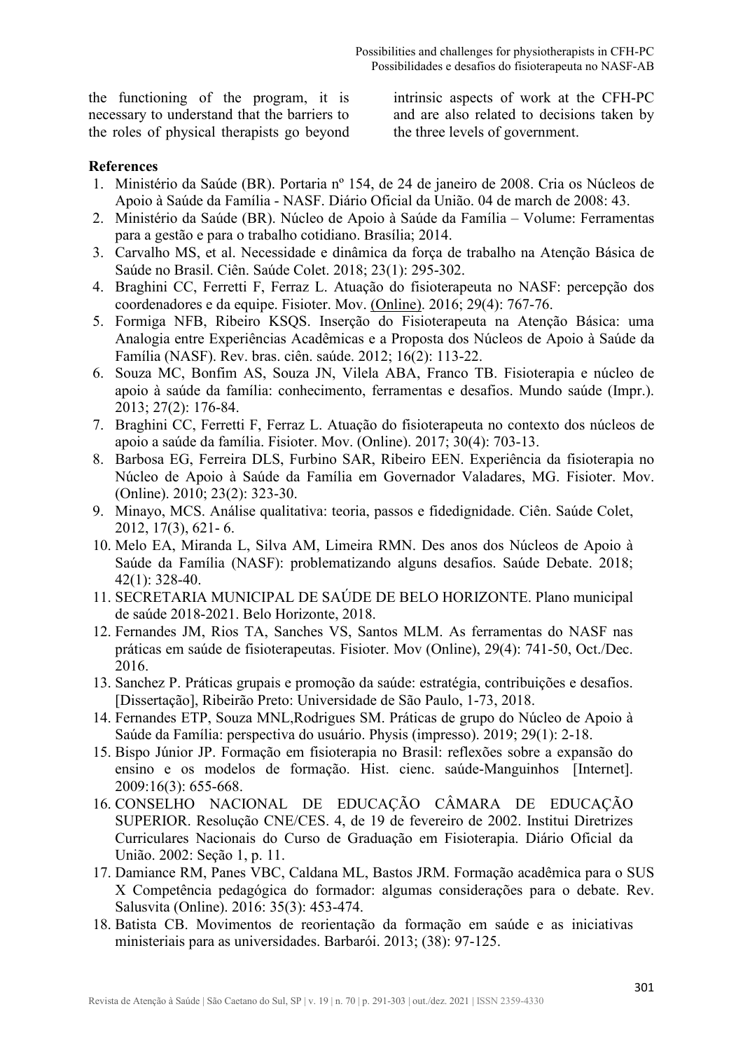the functioning of the program, it is necessary to understand that the barriers to the roles of physical therapists go beyond intrinsic aspects of work at the CFH-PC and are also related to decisions taken by the three levels of government.

## References

1. Ministério da Saúde (BR). Portaria nº 154, de 24 de janeiro de 2008. Cria os Núcleos de Apoio à Saúde da Família - NASF. Diário Oficial da União. 04 de march de 2008: 43.
2. Ministério da Saúde (BR). Núcleo de Apoio à Saúde da Família – Volume: Ferramentas para a gestão e para o trabalho cotidiano. Brasília; 2014.
3. Carvalho MS, et al. Necessidade e dinâmica da força de trabalho na Atenção Básica de Saúde no Brasil. Ciên. Saúde Colet. 2018; 23(1): 295-302.
4. Braghini CC, Ferretti F, Ferraz L. Atuação do fisioterapeuta no NASF: percepção dos coordenadores e da equipe. Fisioter. Mov. (Online). 2016; 29(4): 767-76.
5. Formiga NFB, Ribeiro KSQS. Inserção do Fisioterapeuta na Atenção Básica: uma Analogia entre Experiências Acadêmicas e a Proposta dos Núcleos de Apoio à Saúde da Família (NASF). Rev. bras. ciên. saúde. 2012; 16(2): 113-22.
6. Souza MC, Bonfim AS, Souza JN, Vilela ABA, Franco TB. Fisioterapia e núcleo de apoio à saúde da família: conhecimento, ferramentas e desafios. Mundo saúde (Impr.). 2013; 27(2): 176-84.
7. Braghini CC, Ferretti F, Ferraz L. Atuação do fisioterapeuta no contexto dos núcleos de apoio a saúde da família. Fisioter. Mov. (Online). 2017; 30(4): 703-13.
8. Barbosa EG, Ferreira DLS, Furbino SAR, Ribeiro EEN. Experiência da fisioterapia no Núcleo de Apoio à Saúde da Família em Governador Valadares, MG. Fisioter. Mov. (Online). 2010; 23(2): 323-30.
9. Minayo, MCS. Análise qualitativa: teoria, passos e fidedignidade. Ciên. Saúde Colet, 2012, 17(3), 621- 6.
10. Melo EA, Miranda L, Silva AM, Limeira RMN. Des anos dos Núcleos de Apoio à Saúde da Família (NASF): problematizando alguns desafios. Saúde Debate. 2018; 42(1): 328-40.
11. SECRETARIA MUNICIPAL DE SAÚDE DE BELO HORIZONTE. Plano municipal de saúde 2018-2021. Belo Horizonte, 2018.
12. Fernandes JM, Rios TA, Sanches VS, Santos MLM. As ferramentas do NASF nas práticas em saúde de fisioterapeutas. Fisioter. Mov (Online), 29(4): 741-50, Oct./Dec. 2016.
13. Sanchez P. Práticas grupais e promoção da saúde: estratégia, contribuições e desafios. [Dissertação], Ribeirão Preto: Universidade de São Paulo, 1-73, 2018.
14. Fernandes ETP, Souza MNL,Rodrigues SM. Práticas de grupo do Núcleo de Apoio à Saúde da Família: perspectiva do usuário. Physis (impresso). 2019; 29(1): 2-18.
15. Bispo Júnior JP. Formação em fisioterapia no Brasil: reflexões sobre a expansão do ensino e os modelos de formação. Hist. cienc. saúde-Manguinhos [Internet]. 2009:16(3): 655-668.
16. CONSELHO NACIONAL DE EDUCAÇÃO CÂMARA DE EDUCAÇÃO SUPERIOR. Resolução CNE/CES. 4, de 19 de fevereiro de 2002. Institui Diretrizes Curriculares Nacionais do Curso de Graduação em Fisioterapia. Diário Oficial da União. 2002: Seção 1, p. 11.
17. Damiance RM, Panes VBC, Caldana ML, Bastos JRM. Formação acadêmica para o SUS X Competência pedagógica do formador: algumas considerações para o debate. Rev. Salusvita (Online). 2016: 35(3): 453-474.
18. Batista CB. Movimentos de reorientação da formação em saúde e as iniciativas ministeriais para as universidades. Barbarói. 2013; (38): 97-125.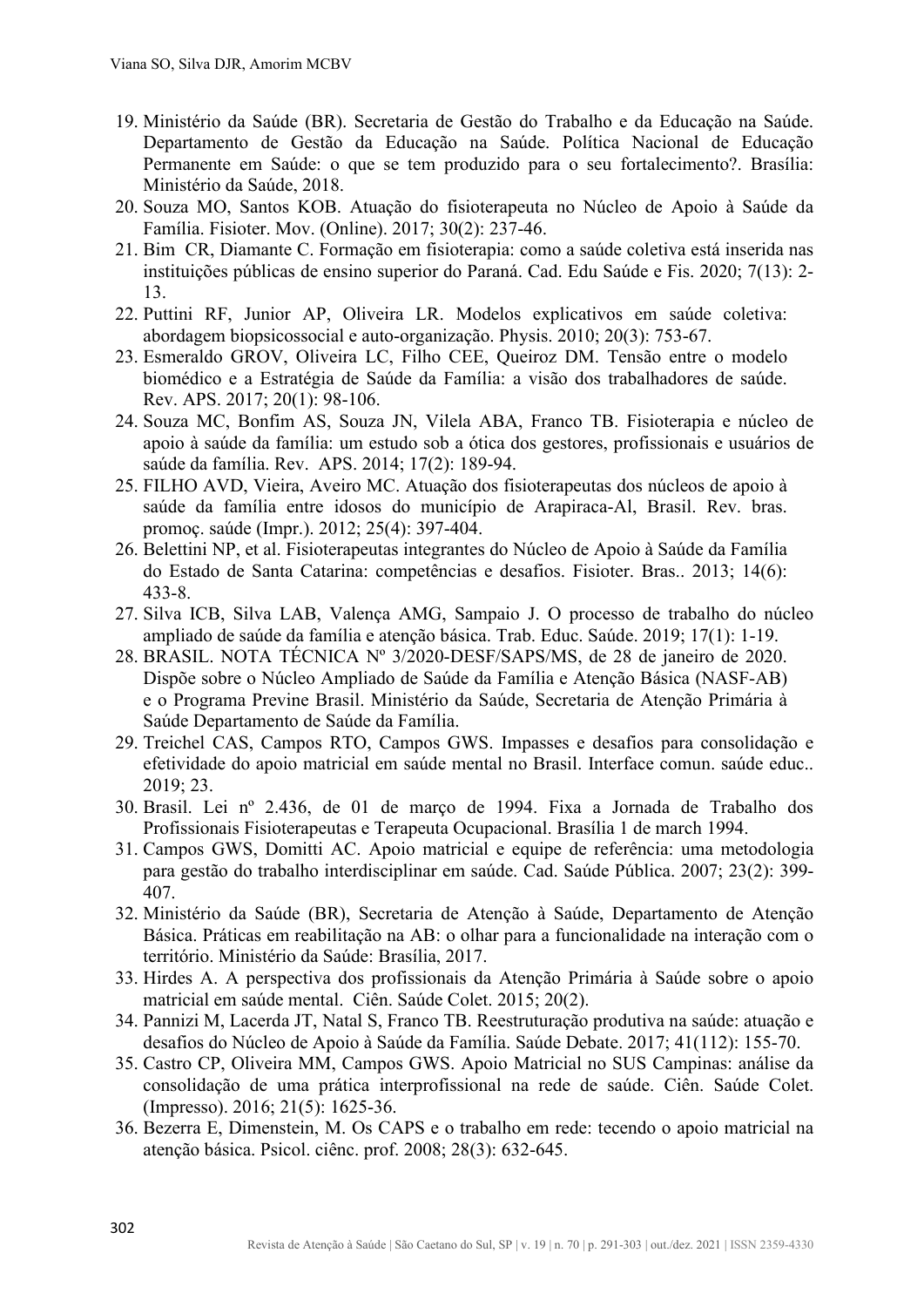19. Ministério da Saúde (BR). Secretaria de Gestão do Trabalho e da Educação na Saúde. Departamento de Gestão da Educação na Saúde. Política Nacional de Educação Permanente em Saúde: o que se tem produzido para o seu fortalecimento?. Brasília: Ministério da Saúde, 2018.
20. Souza MO, Santos KOB. Atuação do fisioterapeuta no Núcleo de Apoio à Saúde da Família. Fisioter. Mov. (Online). 2017; 30(2): 237-46.
21. Bim CR, Diamante C. Formação em fisioterapia: como a saúde coletiva está inserida nas instituições públicas de ensino superior do Paraná. Cad. Edu Saúde e Fis. 2020; 7(13): 2-13.
22. Puttini RF, Junior AP, Oliveira LR. Modelos explicativos em saúde coletiva: abordagem biopsicossocial e auto-organização. Physis. 2010; 20(3): 753-67.
23. Esmeraldo GROV, Oliveira LC, Filho CEE, Queiroz DM. Tensão entre o modelo biomédico e a Estratégia de Saúde da Família: a visão dos trabalhadores de saúde. Rev. APS. 2017; 20(1): 98-106.
24. Souza MC, Bonfim AS, Souza JN, Vilela ABA, Franco TB. Fisioterapia e núcleo de apoio à saúde da família: um estudo sob a ótica dos gestores, profissionais e usuários de saúde da família. Rev. APS. 2014; 17(2): 189-94.
25. FILHO AVD, Vieira, Aveiro MC. Atuação dos fisioterapeutas dos núcleos de apoio à saúde da família entre idosos do município de Arapiraca-Al, Brasil. Rev. bras. promoç. saúde (Impr.). 2012; 25(4): 397-404.
26. Belettini NP, et al. Fisioterapeutas integrantes do Núcleo de Apoio à Saúde da Família do Estado de Santa Catarina: competências e desafios. Fisioter. Bras.. 2013; 14(6): 433-8.
27. Silva ICB, Silva LAB, Valença AMG, Sampaio J. O processo de trabalho do núcleo ampliado de saúde da família e atenção básica. Trab. Educ. Saúde. 2019; 17(1): 1-19.
28. BRASIL. NOTA TÉCNICA Nº 3/2020-DESF/SAPS/MS, de 28 de janeiro de 2020. Dispõe sobre o Núcleo Ampliado de Saúde da Família e Atenção Básica (NASF-AB) e o Programa Previne Brasil. Ministério da Saúde, Secretaria de Atenção Primária à Saúde Departamento de Saúde da Família.
29. Treichel CAS, Campos RTO, Campos GWS. Impasses e desafios para consolidação e efetividade do apoio matricial em saúde mental no Brasil. Interface comun. saúde educ.. 2019; 23.
30. Brasil. Lei nº 2.436, de 01 de março de 1994. Fixa a Jornada de Trabalho dos Profissionais Fisioterapeutas e Terapeuta Ocupacional. Brasília 1 de march 1994.
31. Campos GWS, Domitti AC. Apoio matricial e equipe de referência: uma metodologia para gestão do trabalho interdisciplinar em saúde. Cad. Saúde Pública. 2007; 23(2): 399-407.
32. Ministério da Saúde (BR), Secretaria de Atenção à Saúde, Departamento de Atenção Básica. Práticas em reabilitação na AB: o olhar para a funcionalidade na interação com o território. Ministério da Saúde: Brasília, 2017.
33. Hirdes A. A perspectiva dos profissionais da Atenção Primária à Saúde sobre o apoio matricial em saúde mental. Ciên. Saúde Colet. 2015; 20(2).
34. Pannizi M, Lacerda JT, Natal S, Franco TB. Reestruturação produtiva na saúde: atuação e desafios do Núcleo de Apoio à Saúde da Família. Saúde Debate. 2017; 41(112): 155-70.
35. Castro CP, Oliveira MM, Campos GWS. Apoio Matricial no SUS Campinas: análise da consolidação de uma prática interprofissional na rede de saúde. Ciên. Saúde Colet. (Impresso). 2016; 21(5): 1625-36.
36. Bezerra E, Dimenstein, M. Os CAPS e o trabalho em rede: tecendo o apoio matricial na atenção básica. Psicol. ciênc. prof. 2008; 28(3): 632-645.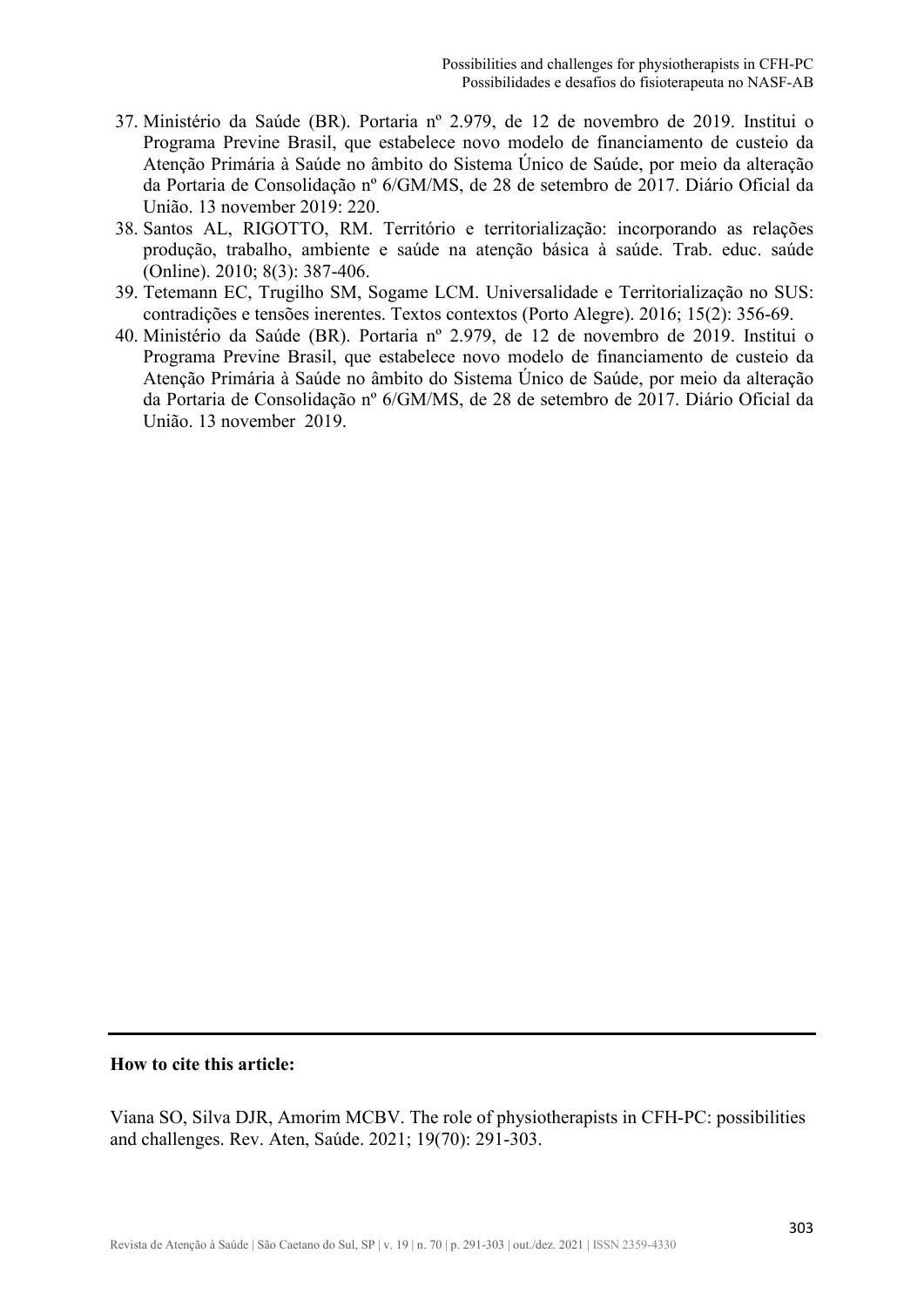37. Ministério da Saúde (BR). Portaria nº 2.979, de 12 de novembro de 2019. Institui o Programa Previne Brasil, que estabelece novo modelo de financiamento de custeio da Atenção Primária à Saúde no âmbito do Sistema Único de Saúde, por meio da alteração da Portaria de Consolidação nº 6/GM/MS, de 28 de setembro de 2017. Diário Oficial da União. 13 november 2019: 220.
38. Santos AL, RIGOTTO, RM. Território e territorialização: incorporando as relações produção, trabalho, ambiente e saúde na atenção básica à saúde. Trab. educ. saúde (Online). 2010; 8(3): 387-406.
39. Tetemann EC, Trugilho SM, Sogame LCM. Universalidade e Territorialização no SUS: contradições e tensões inerentes. Textos contextos (Porto Alegre). 2016; 15(2): 356-69.
40. Ministério da Saúde (BR). Portaria nº 2.979, de 12 de novembro de 2019. Institui o Programa Previne Brasil, que estabelece novo modelo de financiamento de custeio da Atenção Primária à Saúde no âmbito do Sistema Único de Saúde, por meio da alteração da Portaria de Consolidação nº 6/GM/MS, de 28 de setembro de 2017. Diário Oficial da União. 13 november 2019.

---

**How to cite this article:**

Viana SO, Silva DJR, Amorim MCBV. The role of physiotherapists in CFH-PC: possibilities and challenges. Rev. Aten, Saúde. 2021; 19(70): 291-303.